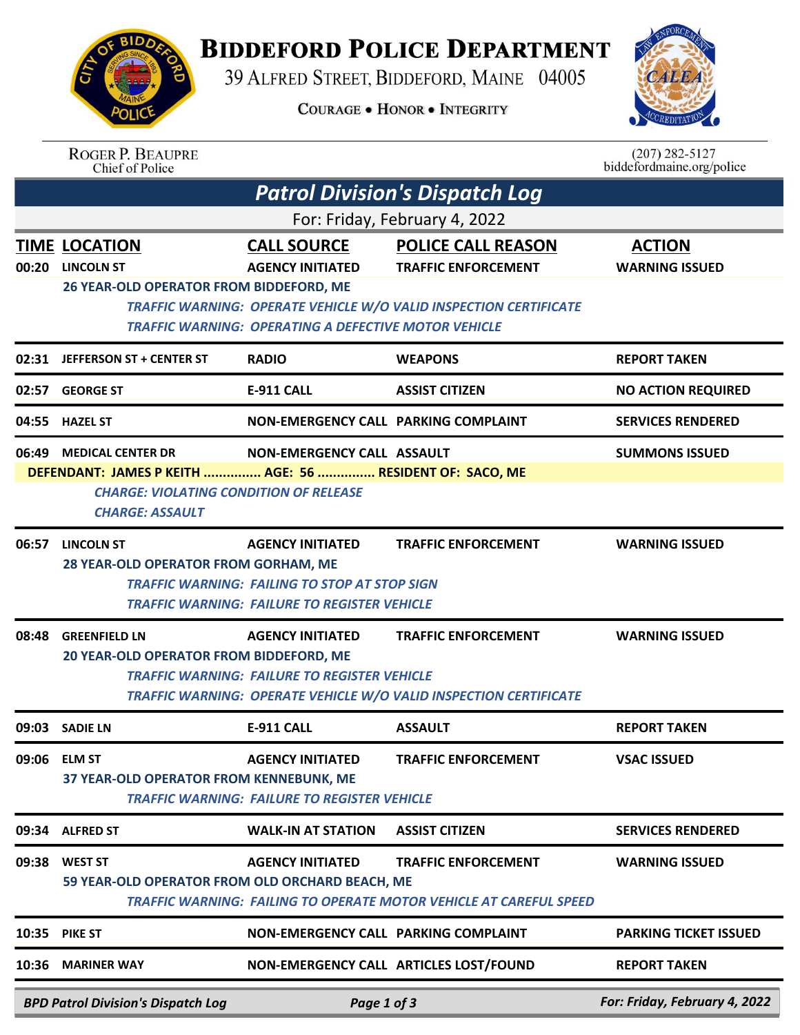# BIDDEFORD POLICE DEPARTMENT

39 ALFRED STREET, BIDDEFORD, MAINE 04005

COURAGE • HONOR • INTEGRITY

ROGER P. BEAUPRE
Chief of Police

(207) 282-5127
biddefordmaine.org/police

## *Patrol Division's Dispatch Log*

For: Friday, February 4, 2022

| TIME | LOCATION | CALL SOURCE | POLICE CALL REASON | ACTION |
|---|---|---|---|---|
| 00:20 | LINCOLN ST | AGENCY INITIATED | TRAFFIC ENFORCEMENT | WARNING ISSUED |
| | 26 YEAR-OLD OPERATOR FROM BIDDEFORD, ME<br>*TRAFFIC WARNING: OPERATE VEHICLE W/O VALID INSPECTION CERTIFICATE*<br>*TRAFFIC WARNING: OPERATING A DEFECTIVE MOTOR VEHICLE* | | | |
| 02:31 | JEFFERSON ST + CENTER ST | RADIO | WEAPONS | REPORT TAKEN |
| 02:57 | GEORGE ST | E-911 CALL | ASSIST CITIZEN | NO ACTION REQUIRED |
| 04:55 | HAZEL ST | NON-EMERGENCY CALL | PARKING COMPLAINT | SERVICES RENDERED |
| 06:49 | MEDICAL CENTER DR | NON-EMERGENCY CALL | ASSAULT | SUMMONS ISSUED |
| | DEFENDANT: JAMES P KEITH ............... AGE: 56 ............... RESIDENT OF: SACO, ME<br>*CHARGE: VIOLATING CONDITION OF RELEASE*<br>*CHARGE: ASSAULT* | | | |
| 06:57 | LINCOLN ST | AGENCY INITIATED | TRAFFIC ENFORCEMENT | WARNING ISSUED |
| | 28 YEAR-OLD OPERATOR FROM GORHAM, ME<br>*TRAFFIC WARNING: FAILING TO STOP AT STOP SIGN*<br>*TRAFFIC WARNING: FAILURE TO REGISTER VEHICLE* | | | |
| 08:48 | GREENFIELD LN | AGENCY INITIATED | TRAFFIC ENFORCEMENT | WARNING ISSUED |
| | 20 YEAR-OLD OPERATOR FROM BIDDEFORD, ME<br>*TRAFFIC WARNING: FAILURE TO REGISTER VEHICLE*<br>*TRAFFIC WARNING: OPERATE VEHICLE W/O VALID INSPECTION CERTIFICATE* | | | |
| 09:03 | SADIE LN | E-911 CALL | ASSAULT | REPORT TAKEN |
| 09:06 | ELM ST | AGENCY INITIATED | TRAFFIC ENFORCEMENT | VSAC ISSUED |
| | 37 YEAR-OLD OPERATOR FROM KENNEBUNK, ME<br>*TRAFFIC WARNING: FAILURE TO REGISTER VEHICLE* | | | |
| 09:34 | ALFRED ST | WALK-IN AT STATION | ASSIST CITIZEN | SERVICES RENDERED |
| 09:38 | WEST ST | AGENCY INITIATED | TRAFFIC ENFORCEMENT | WARNING ISSUED |
| | 59 YEAR-OLD OPERATOR FROM OLD ORCHARD BEACH, ME<br>*TRAFFIC WARNING: FAILING TO OPERATE MOTOR VEHICLE AT CAREFUL SPEED* | | | |
| 10:35 | PIKE ST | NON-EMERGENCY CALL | PARKING COMPLAINT | PARKING TICKET ISSUED |
| 10:36 | MARINER WAY | NON-EMERGENCY CALL | ARTICLES LOST/FOUND | REPORT TAKEN |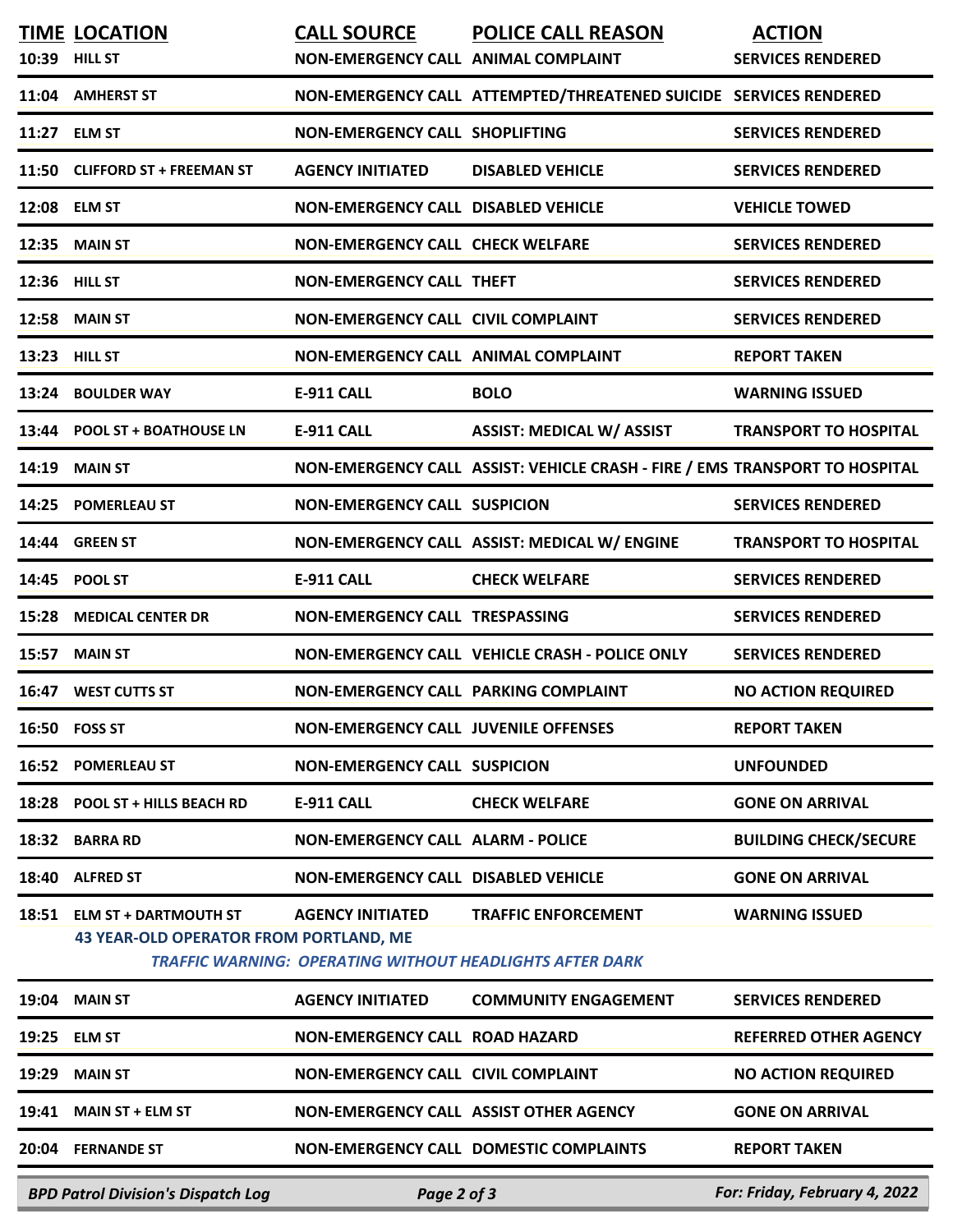| TIME | LOCATION | CALL SOURCE | POLICE CALL REASON | ACTION |
|---|---|---|---|---|
| 10:39 | HILL ST | NON-EMERGENCY CALL | ANIMAL COMPLAINT | SERVICES RENDERED |
| 11:04 | AMHERST ST | NON-EMERGENCY CALL | ATTEMPTED/THREATENED SUICIDE | SERVICES RENDERED |
| 11:27 | ELM ST | NON-EMERGENCY CALL | SHOPLIFTING | SERVICES RENDERED |
| 11:50 | CLIFFORD ST + FREEMAN ST | AGENCY INITIATED | DISABLED VEHICLE | SERVICES RENDERED |
| 12:08 | ELM ST | NON-EMERGENCY CALL | DISABLED VEHICLE | VEHICLE TOWED |
| 12:35 | MAIN ST | NON-EMERGENCY CALL | CHECK WELFARE | SERVICES RENDERED |
| 12:36 | HILL ST | NON-EMERGENCY CALL | THEFT | SERVICES RENDERED |
| 12:58 | MAIN ST | NON-EMERGENCY CALL | CIVIL COMPLAINT | SERVICES RENDERED |
| 13:23 | HILL ST | NON-EMERGENCY CALL | ANIMAL COMPLAINT | REPORT TAKEN |
| 13:24 | BOULDER WAY | E-911 CALL | BOLO | WARNING ISSUED |
| 13:44 | POOL ST + BOATHOUSE LN | E-911 CALL | ASSIST: MEDICAL W/ ASSIST | TRANSPORT TO HOSPITAL |
| 14:19 | MAIN ST | NON-EMERGENCY CALL | ASSIST: VEHICLE CRASH - FIRE / EMS | TRANSPORT TO HOSPITAL |
| 14:25 | POMERLEAU ST | NON-EMERGENCY CALL | SUSPICION | SERVICES RENDERED |
| 14:44 | GREEN ST | NON-EMERGENCY CALL | ASSIST: MEDICAL W/ ENGINE | TRANSPORT TO HOSPITAL |
| 14:45 | POOL ST | E-911 CALL | CHECK WELFARE | SERVICES RENDERED |
| 15:28 | MEDICAL CENTER DR | NON-EMERGENCY CALL | TRESPASSING | SERVICES RENDERED |
| 15:57 | MAIN ST | NON-EMERGENCY CALL | VEHICLE CRASH - POLICE ONLY | SERVICES RENDERED |
| 16:47 | WEST CUTTS ST | NON-EMERGENCY CALL | PARKING COMPLAINT | NO ACTION REQUIRED |
| 16:50 | FOSS ST | NON-EMERGENCY CALL | JUVENILE OFFENSES | REPORT TAKEN |
| 16:52 | POMERLEAU ST | NON-EMERGENCY CALL | SUSPICION | UNFOUNDED |
| 18:28 | POOL ST + HILLS BEACH RD | E-911 CALL | CHECK WELFARE | GONE ON ARRIVAL |
| 18:32 | BARRA RD | NON-EMERGENCY CALL | ALARM - POLICE | BUILDING CHECK/SECURE |
| 18:40 | ALFRED ST | NON-EMERGENCY CALL | DISABLED VEHICLE | GONE ON ARRIVAL |
| 18:51 | ELM ST + DARTMOUTH ST | AGENCY INITIATED | TRAFFIC ENFORCEMENT | WARNING ISSUED |
| | 43 YEAR-OLD OPERATOR FROM PORTLAND, ME | | *TRAFFIC WARNING: OPERATING WITHOUT HEADLIGHTS AFTER DARK* | |
| 19:04 | MAIN ST | AGENCY INITIATED | COMMUNITY ENGAGEMENT | SERVICES RENDERED |
| 19:25 | ELM ST | NON-EMERGENCY CALL | ROAD HAZARD | REFERRED OTHER AGENCY |
| 19:29 | MAIN ST | NON-EMERGENCY CALL | CIVIL COMPLAINT | NO ACTION REQUIRED |
| 19:41 | MAIN ST + ELM ST | NON-EMERGENCY CALL | ASSIST OTHER AGENCY | GONE ON ARRIVAL |
| 20:04 | FERNANDE ST | NON-EMERGENCY CALL | DOMESTIC COMPLAINTS | REPORT TAKEN |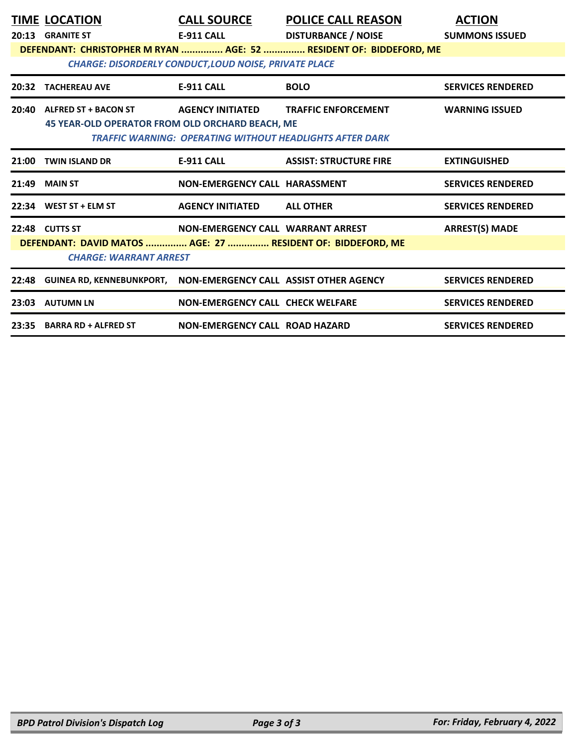| TIME | LOCATION | CALL SOURCE | POLICE CALL REASON | ACTION |
|---|---|---|---|---|
| 20:13 | GRANITE ST | E-911 CALL | DISTURBANCE / NOISE | SUMMONS ISSUED |
| | DEFENDANT: CHRISTOPHER M RYAN ............... AGE: 52 ............... RESIDENT OF: BIDDEFORD, ME | | | |
| | *CHARGE: DISORDERLY CONDUCT,LOUD NOISE, PRIVATE PLACE* | | | |
| 20:32 | TACHEREAU AVE | E-911 CALL | BOLO | SERVICES RENDERED |
| 20:40 | ALFRED ST + BACON ST | AGENCY INITIATED | TRAFFIC ENFORCEMENT | WARNING ISSUED |
| | 45 YEAR-OLD OPERATOR FROM OLD ORCHARD BEACH, ME | | | |
| | *TRAFFIC WARNING: OPERATING WITHOUT HEADLIGHTS AFTER DARK* | | | |
| 21:00 | TWIN ISLAND DR | E-911 CALL | ASSIST: STRUCTURE FIRE | EXTINGUISHED |
| 21:49 | MAIN ST | NON-EMERGENCY CALL | HARASSMENT | SERVICES RENDERED |
| 22:34 | WEST ST + ELM ST | AGENCY INITIATED | ALL OTHER | SERVICES RENDERED |
| 22:48 | CUTTS ST | NON-EMERGENCY CALL | WARRANT ARREST | ARREST(S) MADE |
| | DEFENDANT: DAVID MATOS ............... AGE: 27 ............... RESIDENT OF: BIDDEFORD, ME | | | |
| | *CHARGE: WARRANT ARREST* | | | |
| 22:48 | GUINEA RD, KENNEBUNKPORT, | NON-EMERGENCY CALL | ASSIST OTHER AGENCY | SERVICES RENDERED |
| 23:03 | AUTUMN LN | NON-EMERGENCY CALL | CHECK WELFARE | SERVICES RENDERED |
| 23:35 | BARRA RD + ALFRED ST | NON-EMERGENCY CALL | ROAD HAZARD | SERVICES RENDERED |